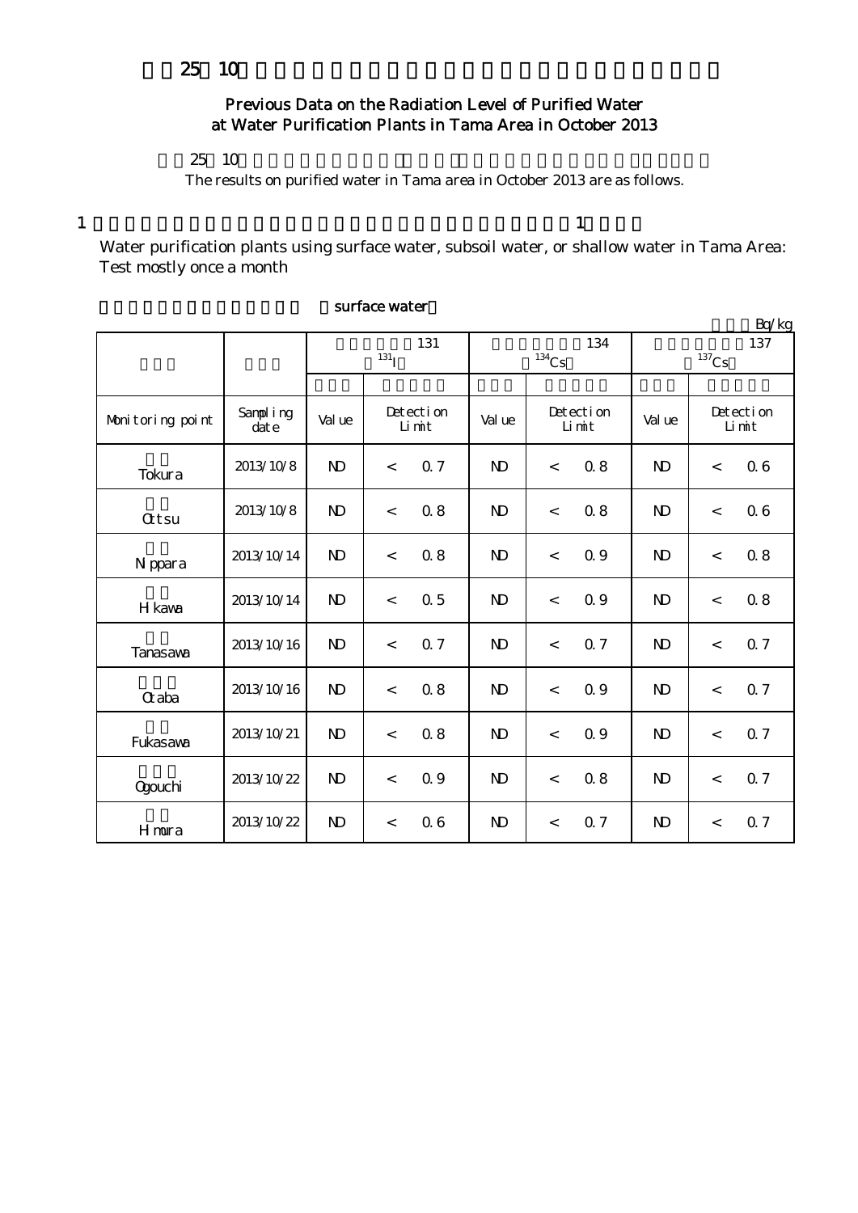# 25 10

## Previous Data on the Radiation Level of Purified Water at Water Purification Plants in Tama Area in October 2013

25 10

The results on purified water in Tama area in October 2013 are as follows.

1 1

Water purification plants using surface water, subsoil water, or shallow water in Tama Area: Test mostly once a month

surface water

Bq/kg

| | | 131 $^{131}$I | | | 134 $^{134}$Cs | | | 137 $^{137}$Cs | | |
|---|---|---|---|---|---|---|---|---|---|---|
| Monitoring point | Sampling date | Value | Detection Limit | | Value | Detection Limit | | Value | Detection Limit | |
| Tokura | 2013/10/8 | ND | < | 0.7 | ND | < | 0.8 | ND | < | 0.6 |
| Ottsu | 2013/10/8 | ND | < | 0.8 | ND | < | 0.8 | ND | < | 0.6 |
| Nippara | 2013/10/14 | ND | < | 0.8 | ND | < | 0.9 | ND | < | 0.8 |
| Hikawa | 2013/10/14 | ND | < | 0.5 | ND | < | 0.9 | ND | < | 0.8 |
| Tanasawa | 2013/10/16 | ND | < | 0.7 | ND | < | 0.7 | ND | < | 0.7 |
| Otaba | 2013/10/16 | ND | < | 0.8 | ND | < | 0.9 | ND | < | 0.7 |
| Fukasawa | 2013/10/21 | ND | < | 0.8 | ND | < | 0.9 | ND | < | 0.7 |
| Ogouchi | 2013/10/22 | ND | < | 0.9 | ND | < | 0.8 | ND | < | 0.7 |
| Himura | 2013/10/22 | ND | < | 0.6 | ND | < | 0.7 | ND | < | 0.7 |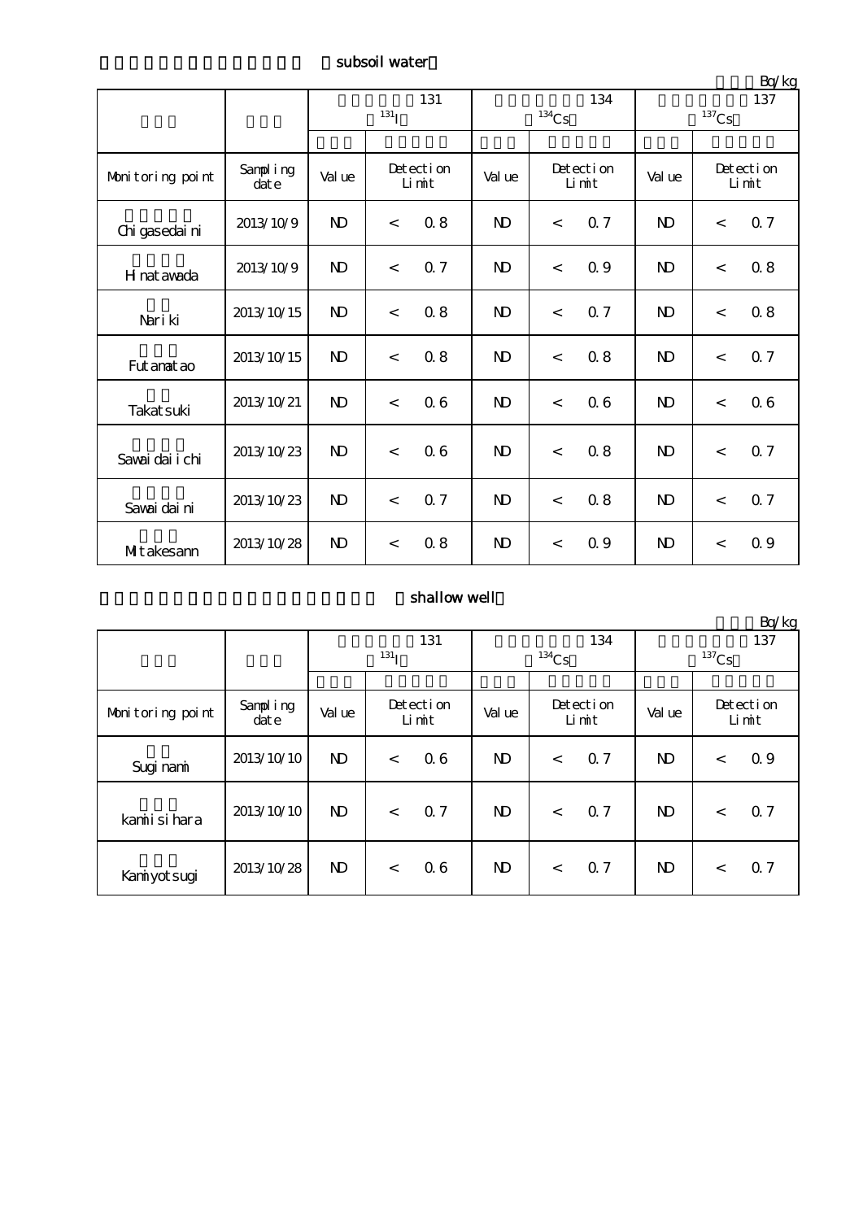subsoil water

Bq/kg

| | | 131 $^{131}$I | | 134 $^{134}$Cs | | 137 $^{137}$Cs | |
|---|---|---|---|---|---|---|---|
| Monitoring point | Sampling date | Value | Detection Limit | Value | Detection Limit | Value | Detection Limit |
| Chigasedaini | 2013/10/9 | ND | < 0.8 | ND | < 0.7 | ND | < 0.7 |
| Hinatawada | 2013/10/9 | ND | < 0.7 | ND | < 0.9 | ND | < 0.8 |
| Nariki | 2013/10/15 | ND | < 0.8 | ND | < 0.7 | ND | < 0.8 |
| Futamatao | 2013/10/15 | ND | < 0.8 | ND | < 0.8 | ND | < 0.7 |
| Takatsuki | 2013/10/21 | ND | < 0.6 | ND | < 0.6 | ND | < 0.6 |
| Sawaidaiichi | 2013/10/23 | ND | < 0.6 | ND | < 0.8 | ND | < 0.7 |
| Sawaidaini | 2013/10/23 | ND | < 0.7 | ND | < 0.8 | ND | < 0.7 |
| Mitakesann | 2013/10/28 | ND | < 0.8 | ND | < 0.9 | ND | < 0.9 |

shallow well

Bq/kg

| | | 131 $^{131}$I | | 134 $^{134}$Cs | | 137 $^{137}$Cs | |
|---|---|---|---|---|---|---|---|
| Monitoring point | Sampling date | Value | Detection Limit | Value | Detection Limit | Value | Detection Limit |
| Suginami | 2013/10/10 | ND | < 0.6 | ND | < 0.7 | ND | < 0.9 |
| kamiisihara | 2013/10/10 | ND | < 0.7 | ND | < 0.7 | ND | < 0.7 |
| Kamiyotsugi | 2013/10/28 | ND | < 0.6 | ND | < 0.7 | ND | < 0.7 |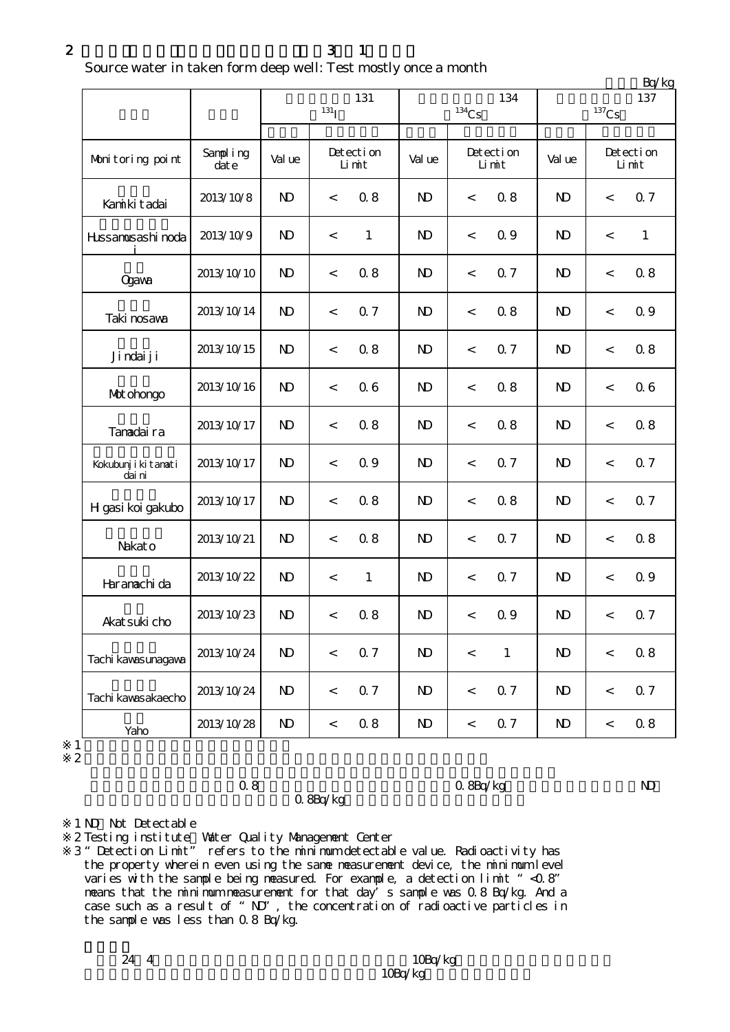2 3 1

Source water in taken form deep well: Test mostly once a month

Bq/kg

| | | 131 $^{131}$I | | | 134 $^{134}$Cs | | | 137 $^{137}$Cs | | |
|---|---|---|---|---|---|---|---|---|---|---|
| Monitoring point | Sampling date | Value | Detection Limit | | Value | Detection Limit | | Value | Detection Limit | |
| Kamikitadai | 2013/10/8 | ND | < | 0.8 | ND | < | 0.8 | ND | < | 0.7 |
| Hussamusashinodai | 2013/10/9 | ND | < | 1 | ND | < | 0.9 | ND | < | 1 |
| Ogawa | 2013/10/10 | ND | < | 0.8 | ND | < | 0.7 | ND | < | 0.8 |
| Takinosawa | 2013/10/14 | ND | < | 0.7 | ND | < | 0.8 | ND | < | 0.9 |
| Jindaiji | 2013/10/15 | ND | < | 0.8 | ND | < | 0.7 | ND | < | 0.8 |
| Motohongo | 2013/10/16 | ND | < | 0.6 | ND | < | 0.8 | ND | < | 0.6 |
| Tamadaira | 2013/10/17 | ND | < | 0.8 | ND | < | 0.8 | ND | < | 0.8 |
| Kokubunjikitamatidaini | 2013/10/17 | ND | < | 0.9 | ND | < | 0.7 | ND | < | 0.7 |
| Higasikoigakubo | 2013/10/17 | ND | < | 0.8 | ND | < | 0.8 | ND | < | 0.7 |
| Nakato | 2013/10/21 | ND | < | 0.8 | ND | < | 0.7 | ND | < | 0.8 |
| Haramachida | 2013/10/22 | ND | < | 1 | ND | < | 0.7 | ND | < | 0.9 |
| Akatsukicho | 2013/10/23 | ND | < | 0.8 | ND | < | 0.9 | ND | < | 0.7 |
| Tachikawasunagawa | 2013/10/24 | ND | < | 0.7 | ND | < | 1 | ND | < | 0.8 |
| Tachikawasakaecho | 2013/10/24 | ND | < | 0.7 | ND | < | 0.7 | ND | < | 0.7 |
| Yaho | 2013/10/28 | ND | < | 0.8 | ND | < | 0.7 | ND | < | 0.8 |

※1

※2

0.8 0.8Bq/kg ND 0.8Bq/kg

※1 ND：Not Detectable

※2 Testing institute：Water Quality Management Center

※3 "Detection Limit" refers to the minimum detectable value. Radioactivity has the property wherein even using the same measurement device, the minimum level varies with the sample being measured. For example, a detection limit "<0.8" means that the minimum measurement for that day's sample was 0.8 Bq/kg. And a case such as a result of "ND", the concentration of radioactive particles in the sample was less than 0.8 Bq/kg.

24 4 10Bq/kg 10Bq/kg